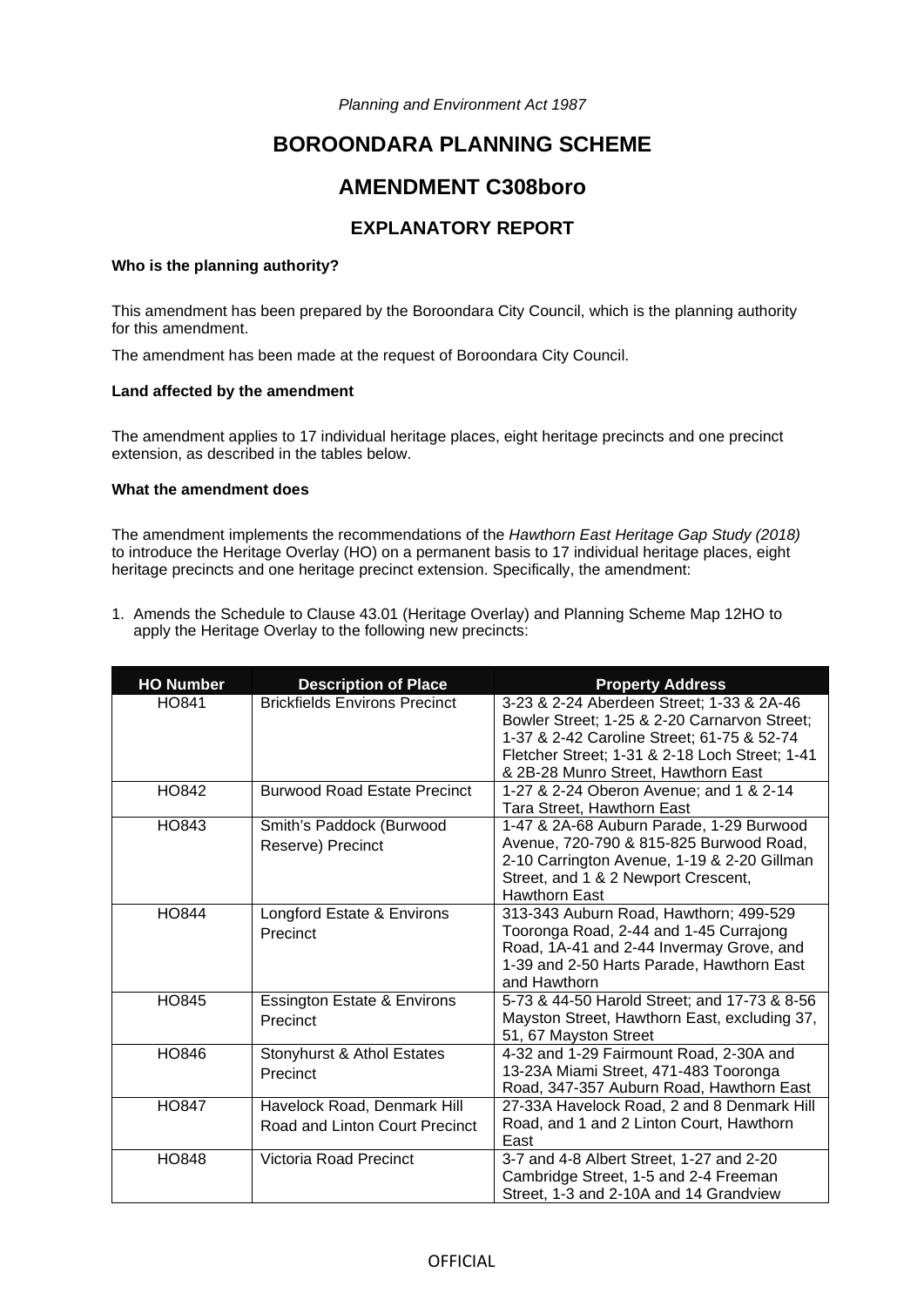*Planning and Environment Act 1987*

# BOROONDARA PLANNING SCHEME

# AMENDMENT C308boro

## EXPLANATORY REPORT

**Who is the planning authority?**

This amendment has been prepared by the Boroondara City Council, which is the planning authority for this amendment.

The amendment has been made at the request of Boroondara City Council.

**Land affected by the amendment**

The amendment applies to 17 individual heritage places, eight heritage precincts and one precinct extension, as described in the tables below.

**What the amendment does**

The amendment implements the recommendations of the *Hawthorn East Heritage Gap Study (2018)* to introduce the Heritage Overlay (HO) on a permanent basis to 17 individual heritage places, eight heritage precincts and one heritage precinct extension. Specifically, the amendment:

1. Amends the Schedule to Clause 43.01 (Heritage Overlay) and Planning Scheme Map 12HO to apply the Heritage Overlay to the following new precincts:

| HO Number | Description of Place | Property Address |
|---|---|---|
| HO841 | Brickfields Environs Precinct | 3-23 & 2-24 Aberdeen Street; 1-33 & 2A-46 Bowler Street; 1-25 & 2-20 Carnarvon Street; 1-37 & 2-42 Caroline Street; 61-75 & 52-74 Fletcher Street; 1-31 & 2-18 Loch Street; 1-41 & 2B-28 Munro Street, Hawthorn East |
| HO842 | Burwood Road Estate Precinct | 1-27 & 2-24 Oberon Avenue; and 1 & 2-14 Tara Street, Hawthorn East |
| HO843 | Smith's Paddock (Burwood Reserve) Precinct | 1-47 & 2A-68 Auburn Parade, 1-29 Burwood Avenue, 720-790 & 815-825 Burwood Road, 2-10 Carrington Avenue, 1-19 & 2-20 Gillman Street, and 1 & 2 Newport Crescent, Hawthorn East |
| HO844 | Longford Estate & Environs Precinct | 313-343 Auburn Road, Hawthorn; 499-529 Tooronga Road, 2-44 and 1-45 Currajong Road, 1A-41 and 2-44 Invermay Grove, and 1-39 and 2-50 Harts Parade, Hawthorn East and Hawthorn |
| HO845 | Essington Estate & Environs Precinct | 5-73 & 44-50 Harold Street; and 17-73 & 8-56 Mayston Street, Hawthorn East, excluding 37, 51, 67 Mayston Street |
| HO846 | Stonyhurst & Athol Estates Precinct | 4-32 and 1-29 Fairmount Road, 2-30A and 13-23A Miami Street, 471-483 Tooronga Road, 347-357 Auburn Road, Hawthorn East |
| HO847 | Havelock Road, Denmark Hill Road and Linton Court Precinct | 27-33A Havelock Road, 2 and 8 Denmark Hill Road, and 1 and 2 Linton Court, Hawthorn East |
| HO848 | Victoria Road Precinct | 3-7 and 4-8 Albert Street, 1-27 and 2-20 Cambridge Street, 1-5 and 2-4 Freeman Street, 1-3 and 2-10A and 14 Grandview |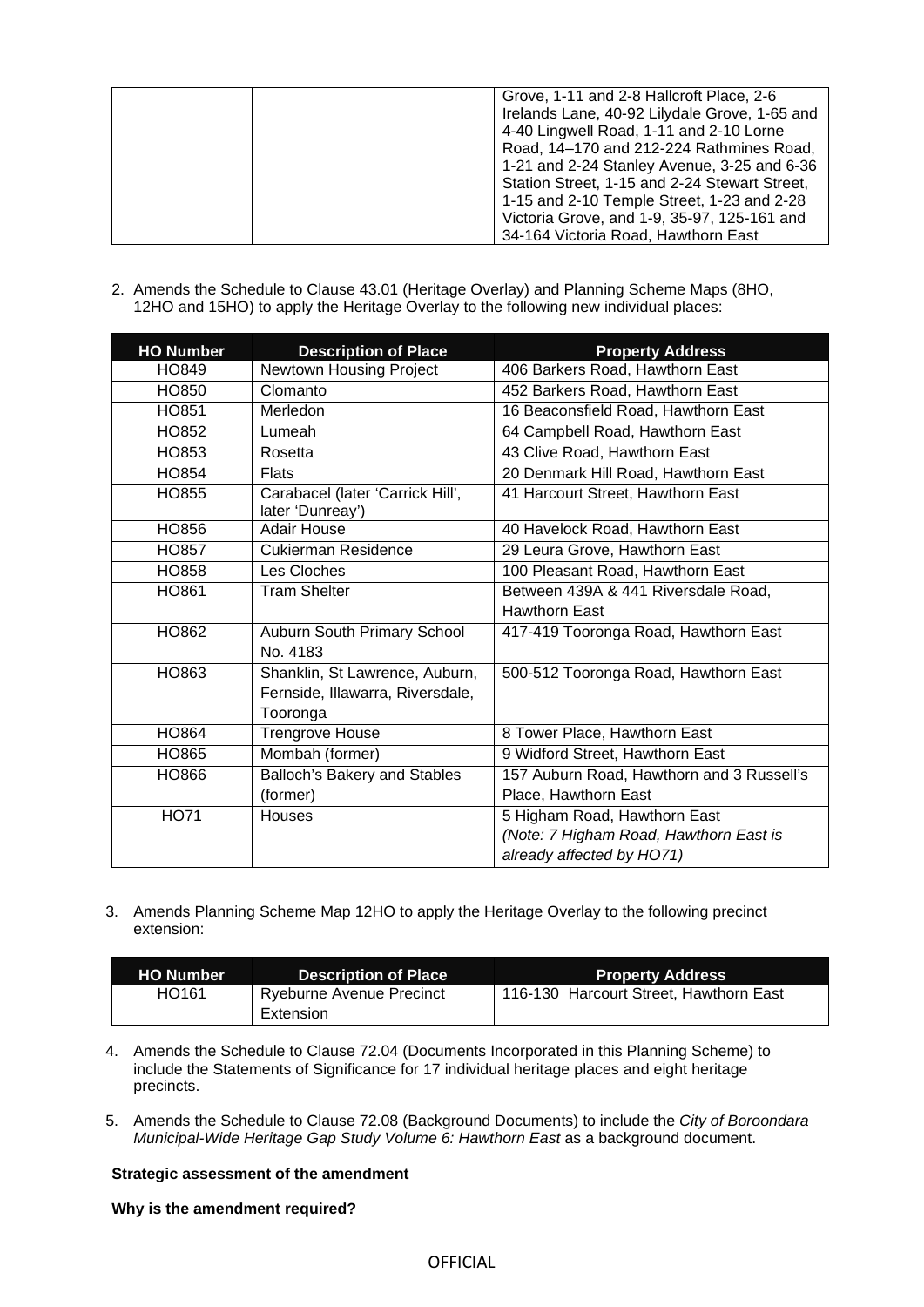| | | Grove, 1-11 and 2-8 Hallcroft Place, 2-6 Irelands Lane, 40-92 Lilydale Grove, 1-65 and 4-40 Lingwell Road, 1-11 and 2-10 Lorne Road, 14–170 and 212-224 Rathmines Road, 1-21 and 2-24 Stanley Avenue, 3-25 and 6-36 Station Street, 1-15 and 2-24 Stewart Street, 1-15 and 2-10 Temple Street, 1-23 and 2-28 Victoria Grove, and 1-9, 35-97, 125-161 and 34-164 Victoria Road, Hawthorn East |
|---|---|---|

2. Amends the Schedule to Clause 43.01 (Heritage Overlay) and Planning Scheme Maps (8HO, 12HO and 15HO) to apply the Heritage Overlay to the following new individual places:

| HO Number | Description of Place | Property Address |
|---|---|---|
| HO849 | Newtown Housing Project | 406 Barkers Road, Hawthorn East |
| HO850 | Clomanto | 452 Barkers Road, Hawthorn East |
| HO851 | Merledon | 16 Beaconsfield Road, Hawthorn East |
| HO852 | Lumeah | 64 Campbell Road, Hawthorn East |
| HO853 | Rosetta | 43 Clive Road, Hawthorn East |
| HO854 | Flats | 20 Denmark Hill Road, Hawthorn East |
| HO855 | Carabacel (later 'Carrick Hill', later 'Dunreay') | 41 Harcourt Street, Hawthorn East |
| HO856 | Adair House | 40 Havelock Road, Hawthorn East |
| HO857 | Cukierman Residence | 29 Leura Grove, Hawthorn East |
| HO858 | Les Cloches | 100 Pleasant Road, Hawthorn East |
| HO861 | Tram Shelter | Between 439A & 441 Riversdale Road, Hawthorn East |
| HO862 | Auburn South Primary School No. 4183 | 417-419 Tooronga Road, Hawthorn East |
| HO863 | Shanklin, St Lawrence, Auburn, Fernside, Illawarra, Riversdale, Tooronga | 500-512 Tooronga Road, Hawthorn East |
| HO864 | Trengrove House | 8 Tower Place, Hawthorn East |
| HO865 | Mombah (former) | 9 Widford Street, Hawthorn East |
| HO866 | Balloch's Bakery and Stables (former) | 157 Auburn Road, Hawthorn and 3 Russell's Place, Hawthorn East |
| HO71 | Houses | 5 Higham Road, Hawthorn East *(Note: 7 Higham Road, Hawthorn East is already affected by HO71)* |

3. Amends Planning Scheme Map 12HO to apply the Heritage Overlay to the following precinct extension:

| HO Number | Description of Place | Property Address |
|---|---|---|
| HO161 | Ryeburne Avenue Precinct Extension | 116-130 Harcourt Street, Hawthorn East |

4. Amends the Schedule to Clause 72.04 (Documents Incorporated in this Planning Scheme) to include the Statements of Significance for 17 individual heritage places and eight heritage precincts.

5. Amends the Schedule to Clause 72.08 (Background Documents) to include the *City of Boroondara Municipal-Wide Heritage Gap Study Volume 6: Hawthorn East* as a background document.

**Strategic assessment of the amendment**

**Why is the amendment required?**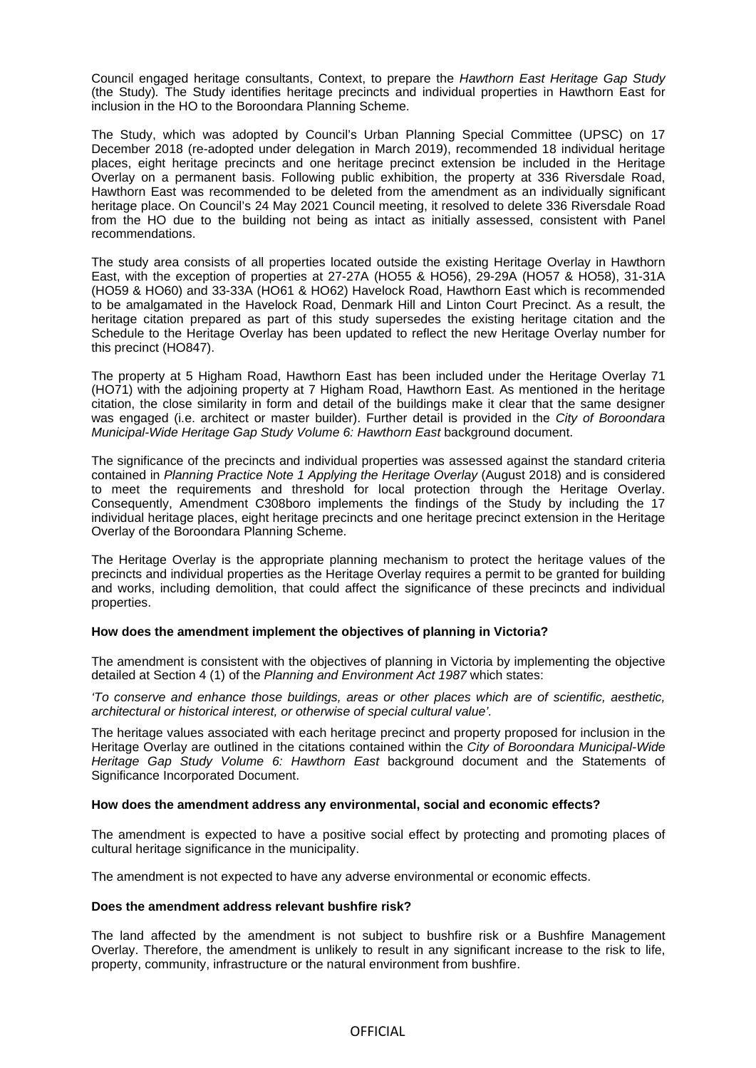Council engaged heritage consultants, Context, to prepare the *Hawthorn East Heritage Gap Study* (the Study). The Study identifies heritage precincts and individual properties in Hawthorn East for inclusion in the HO to the Boroondara Planning Scheme.

The Study, which was adopted by Council's Urban Planning Special Committee (UPSC) on 17 December 2018 (re-adopted under delegation in March 2019), recommended 18 individual heritage places, eight heritage precincts and one heritage precinct extension be included in the Heritage Overlay on a permanent basis. Following public exhibition, the property at 336 Riversdale Road, Hawthorn East was recommended to be deleted from the amendment as an individually significant heritage place. On Council's 24 May 2021 Council meeting, it resolved to delete 336 Riversdale Road from the HO due to the building not being as intact as initially assessed, consistent with Panel recommendations.

The study area consists of all properties located outside the existing Heritage Overlay in Hawthorn East, with the exception of properties at 27-27A (HO55 & HO56), 29-29A (HO57 & HO58), 31-31A (HO59 & HO60) and 33-33A (HO61 & HO62) Havelock Road, Hawthorn East which is recommended to be amalgamated in the Havelock Road, Denmark Hill and Linton Court Precinct. As a result, the heritage citation prepared as part of this study supersedes the existing heritage citation and the Schedule to the Heritage Overlay has been updated to reflect the new Heritage Overlay number for this precinct (HO847).

The property at 5 Higham Road, Hawthorn East has been included under the Heritage Overlay 71 (HO71) with the adjoining property at 7 Higham Road, Hawthorn East. As mentioned in the heritage citation, the close similarity in form and detail of the buildings make it clear that the same designer was engaged (i.e. architect or master builder). Further detail is provided in the *City of Boroondara Municipal-Wide Heritage Gap Study Volume 6: Hawthorn East* background document.

The significance of the precincts and individual properties was assessed against the standard criteria contained in *Planning Practice Note 1 Applying the Heritage Overlay* (August 2018) and is considered to meet the requirements and threshold for local protection through the Heritage Overlay. Consequently, Amendment C308boro implements the findings of the Study by including the 17 individual heritage places, eight heritage precincts and one heritage precinct extension in the Heritage Overlay of the Boroondara Planning Scheme.

The Heritage Overlay is the appropriate planning mechanism to protect the heritage values of the precincts and individual properties as the Heritage Overlay requires a permit to be granted for building and works, including demolition, that could affect the significance of these precincts and individual properties.

**How does the amendment implement the objectives of planning in Victoria?**

The amendment is consistent with the objectives of planning in Victoria by implementing the objective detailed at Section 4 (1) of the *Planning and Environment Act 1987* which states:

*'To conserve and enhance those buildings, areas or other places which are of scientific, aesthetic, architectural or historical interest, or otherwise of special cultural value'*.

The heritage values associated with each heritage precinct and property proposed for inclusion in the Heritage Overlay are outlined in the citations contained within the *City of Boroondara Municipal-Wide Heritage Gap Study Volume 6: Hawthorn East* background document and the Statements of Significance Incorporated Document.

**How does the amendment address any environmental, social and economic effects?**

The amendment is expected to have a positive social effect by protecting and promoting places of cultural heritage significance in the municipality.

The amendment is not expected to have any adverse environmental or economic effects.

**Does the amendment address relevant bushfire risk?**

The land affected by the amendment is not subject to bushfire risk or a Bushfire Management Overlay. Therefore, the amendment is unlikely to result in any significant increase to the risk to life, property, community, infrastructure or the natural environment from bushfire.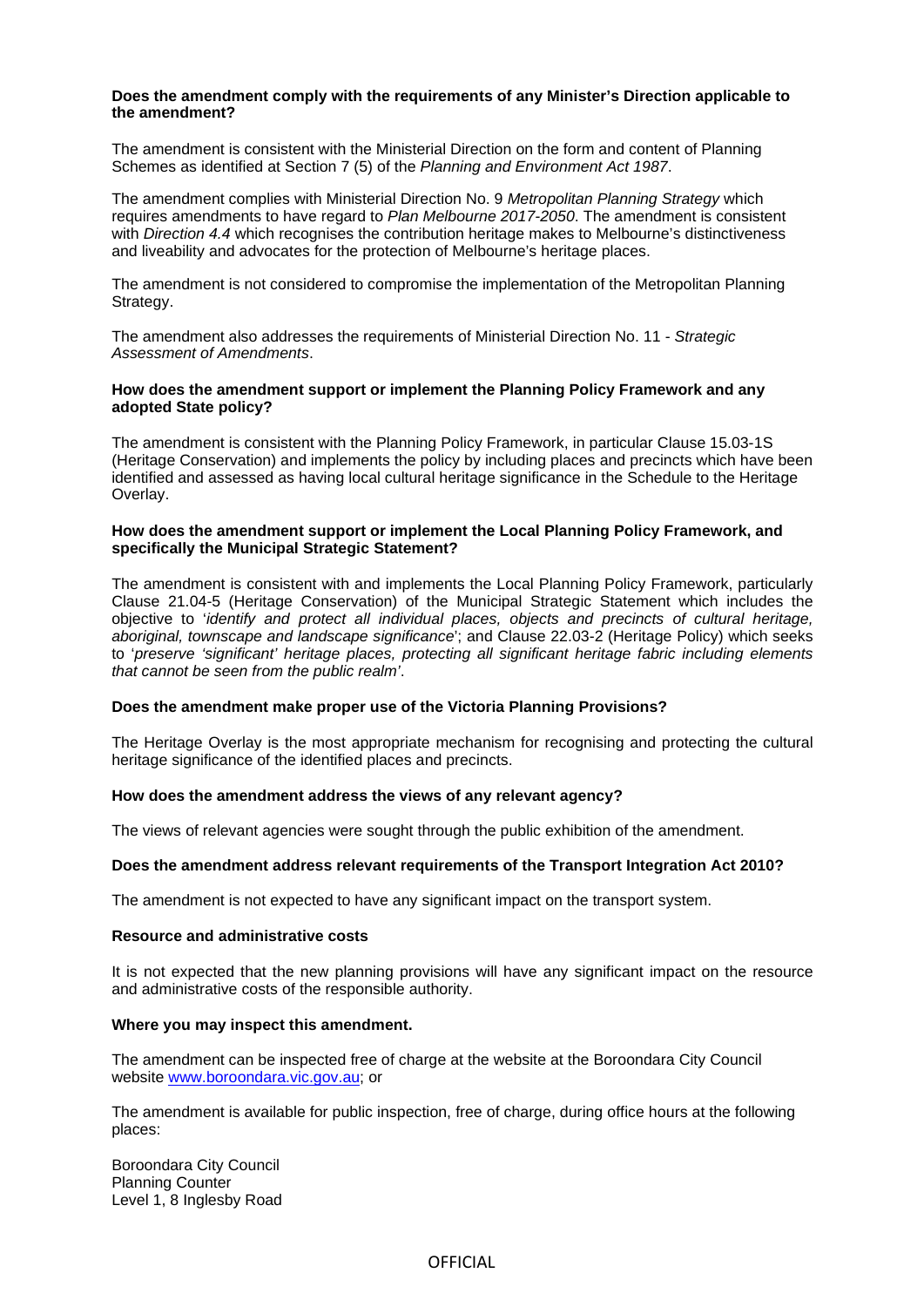**Does the amendment comply with the requirements of any Minister's Direction applicable to the amendment?**

The amendment is consistent with the Ministerial Direction on the form and content of Planning Schemes as identified at Section 7 (5) of the *Planning and Environment Act 1987*.

The amendment complies with Ministerial Direction No. 9 *Metropolitan Planning Strategy* which requires amendments to have regard to *Plan Melbourne 2017-2050*. The amendment is consistent with *Direction 4.4* which recognises the contribution heritage makes to Melbourne's distinctiveness and liveability and advocates for the protection of Melbourne's heritage places.

The amendment is not considered to compromise the implementation of the Metropolitan Planning Strategy.

The amendment also addresses the requirements of Ministerial Direction No. 11 - *Strategic Assessment of Amendments*.

**How does the amendment support or implement the Planning Policy Framework and any adopted State policy?**

The amendment is consistent with the Planning Policy Framework, in particular Clause 15.03-1S (Heritage Conservation) and implements the policy by including places and precincts which have been identified and assessed as having local cultural heritage significance in the Schedule to the Heritage Overlay.

**How does the amendment support or implement the Local Planning Policy Framework, and specifically the Municipal Strategic Statement?**

The amendment is consistent with and implements the Local Planning Policy Framework, particularly Clause 21.04-5 (Heritage Conservation) of the Municipal Strategic Statement which includes the objective to '*identify and protect all individual places, objects and precincts of cultural heritage, aboriginal, townscape and landscape significance*'; and Clause 22.03-2 (Heritage Policy) which seeks to '*preserve 'significant' heritage places, protecting all significant heritage fabric including elements that cannot be seen from the public realm'*.

**Does the amendment make proper use of the Victoria Planning Provisions?**

The Heritage Overlay is the most appropriate mechanism for recognising and protecting the cultural heritage significance of the identified places and precincts.

**How does the amendment address the views of any relevant agency?**

The views of relevant agencies were sought through the public exhibition of the amendment.

**Does the amendment address relevant requirements of the Transport Integration Act 2010?**

The amendment is not expected to have any significant impact on the transport system.

**Resource and administrative costs**

It is not expected that the new planning provisions will have any significant impact on the resource and administrative costs of the responsible authority.

**Where you may inspect this amendment.**

The amendment can be inspected free of charge at the website at the Boroondara City Council website www.boroondara.vic.gov.au; or

The amendment is available for public inspection, free of charge, during office hours at the following places:

Boroondara City Council
Planning Counter
Level 1, 8 Inglesby Road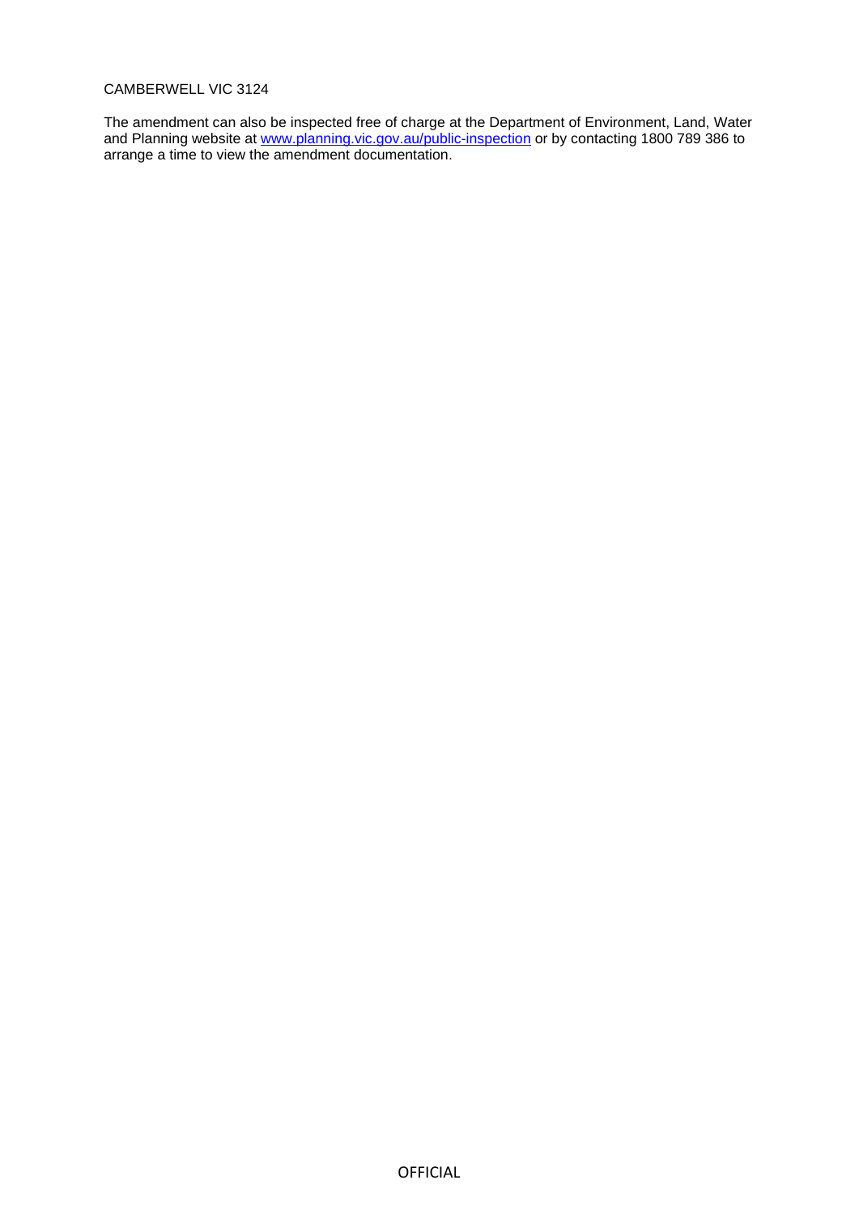CAMBERWELL VIC 3124

The amendment can also be inspected free of charge at the Department of Environment, Land, Water and Planning website at www.planning.vic.gov.au/public-inspection or by contacting 1800 789 386 to arrange a time to view the amendment documentation.

OFFICIAL